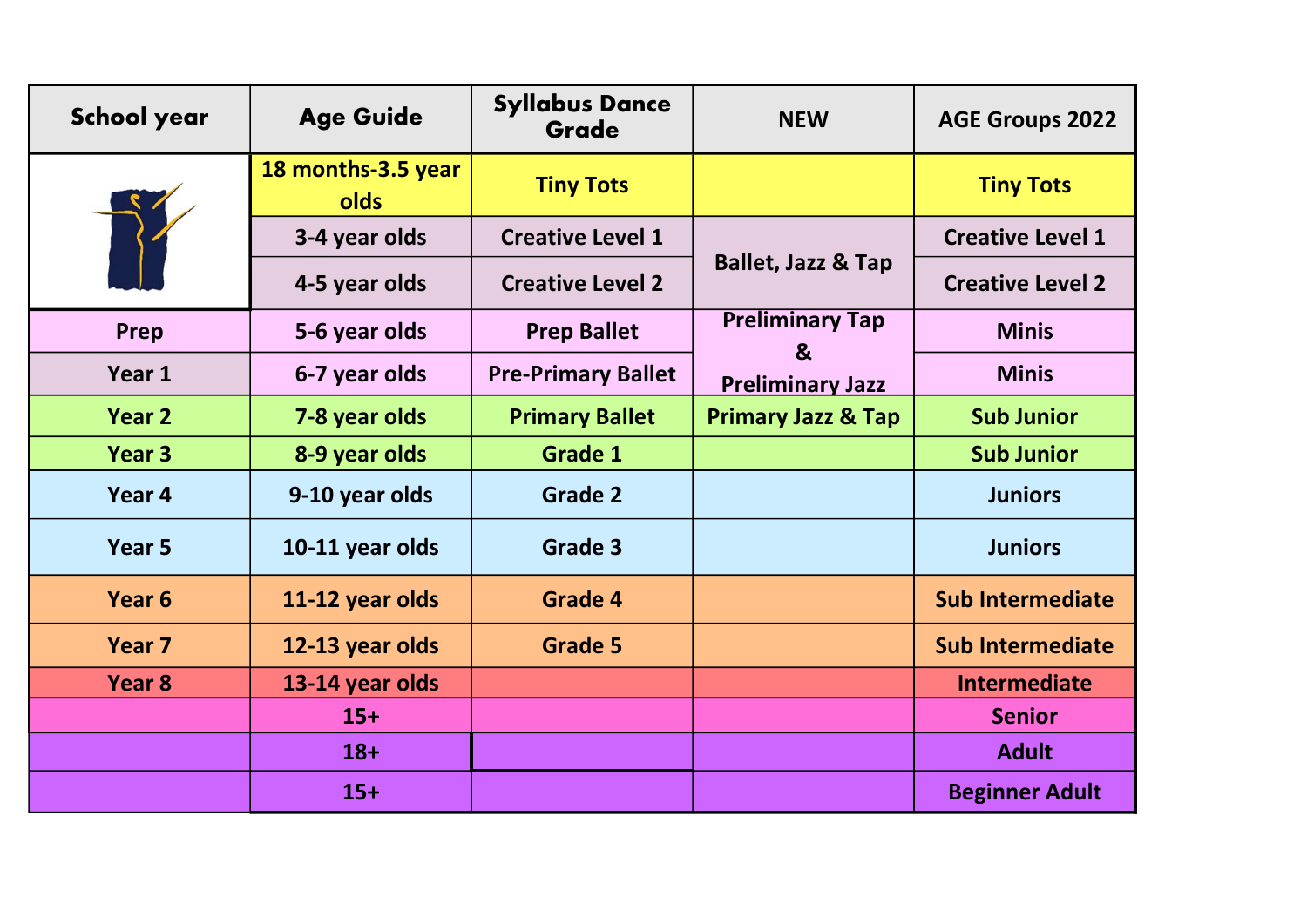| School year | Age Guide | Syllabus Dance Grade | NEW | AGE Groups 2022 |
|---|---|---|---|---|
| | 18 months-3.5 year olds | Tiny Tots | | Tiny Tots |
| | 3-4 year olds | Creative Level 1 | Ballet, Jazz & Tap | Creative Level 1 |
| | 4-5 year olds | Creative Level 2 | | Creative Level 2 |
| Prep | 5-6 year olds | Prep Ballet | Preliminary Tap & Preliminary Jazz | Minis |
| Year 1 | 6-7 year olds | Pre-Primary Ballet | | Minis |
| Year 2 | 7-8 year olds | Primary Ballet | Primary Jazz & Tap | Sub Junior |
| Year 3 | 8-9 year olds | Grade 1 | | Sub Junior |
| Year 4 | 9-10 year olds | Grade 2 | | Juniors |
| Year 5 | 10-11 year olds | Grade 3 | | Juniors |
| Year 6 | 11-12 year olds | Grade 4 | | Sub Intermediate |
| Year 7 | 12-13 year olds | Grade 5 | | Sub Intermediate |
| Year 8 | 13-14 year olds | | | Intermediate |
| | 15+ | | | Senior |
| | 18+ | | | Adult |
| | 15+ | | | Beginner Adult |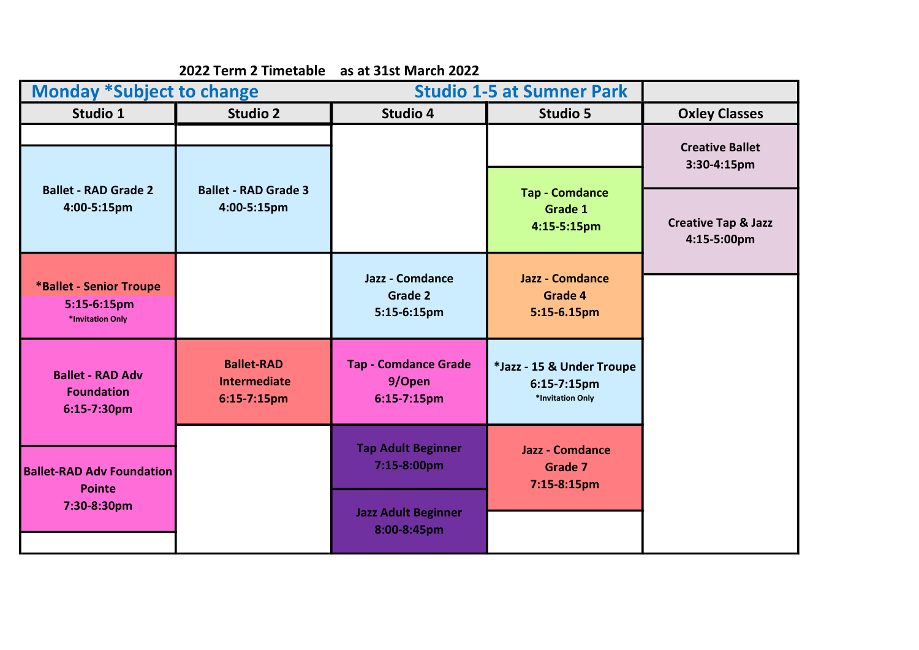2022 Term 2 Timetable as at 31st March 2022

## Monday *Subject to change — Studio 1-5 at Sumner Park

| Studio 1 | Studio 2 | Studio 4 | Studio 5 | Oxley Classes |
|---|---|---|---|---|
| | | | | Creative Ballet 3:30-4:15pm |
| Ballet - RAD Grade 2 4:00-5:15pm | Ballet - RAD Grade 3 4:00-5:15pm | | Tap - Comdance Grade 1 4:15-5:15pm | Creative Tap & Jazz 4:15-5:00pm |
| *Ballet - Senior Troupe 5:15-6:15pm *Invitation Only | | Jazz - Comdance Grade 2 5:15-6:15pm | Jazz - Comdance Grade 4 5:15-6.15pm | |
| Ballet - RAD Adv Foundation 6:15-7:30pm | Ballet-RAD Intermediate 6:15-7:15pm | Tap - Comdance Grade 9/Open 6:15-7:15pm | *Jazz - 15 & Under Troupe 6:15-7:15pm *Invitation Only | |
| Ballet-RAD Adv Foundation Pointe 7:30-8:30pm | | Tap Adult Beginner 7:15-8:00pm | Jazz - Comdance Grade 7 7:15-8:15pm | |
| | | Jazz Adult Beginner 8:00-8:45pm | | |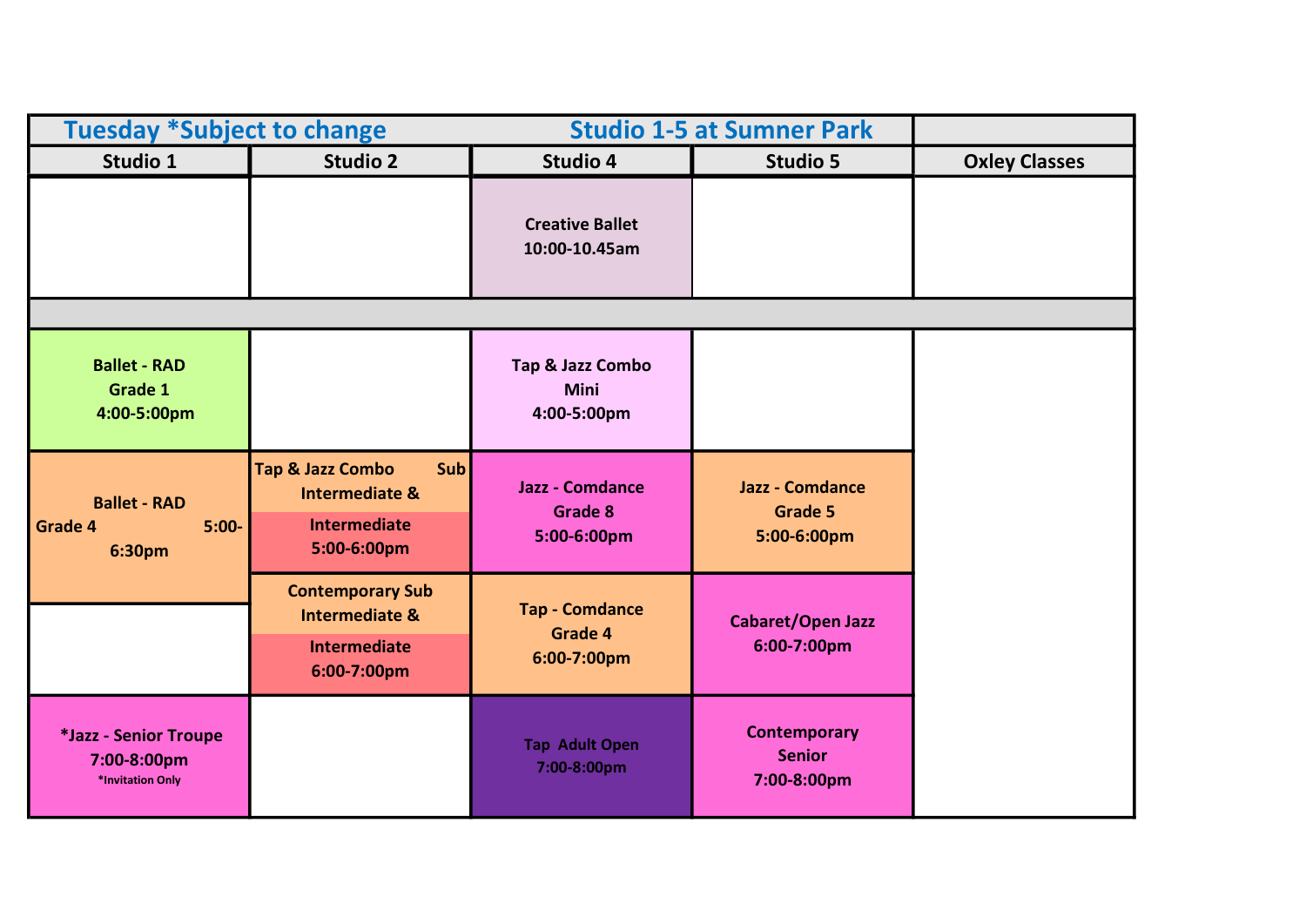| Tuesday *Subject to change | | Studio 1-5 at Sumner Park | | |
|---|---|---|---|---|
| **Studio 1** | **Studio 2** | **Studio 4** | **Studio 5** | **Oxley Classes** |
| | | Creative Ballet 10:00-10.45am | | |
| | | | | |
| Ballet - RAD Grade 1 4:00-5:00pm | | Tap & Jazz Combo Mini 4:00-5:00pm | | |
| Ballet - RAD Grade 4 5:00-6:30pm | Tap & Jazz Combo Sub Intermediate & Intermediate 5:00-6:00pm | Jazz - Comdance Grade 8 5:00-6:00pm | Jazz - Comdance Grade 5 5:00-6:00pm | |
| | Contemporary Sub Intermediate & Intermediate 6:00-7:00pm | Tap - Comdance Grade 4 6:00-7:00pm | Cabaret/Open Jazz 6:00-7:00pm | |
| *Jazz - Senior Troupe 7:00-8:00pm *Invitation Only | | Tap Adult Open 7:00-8:00pm | Contemporary Senior 7:00-8:00pm | |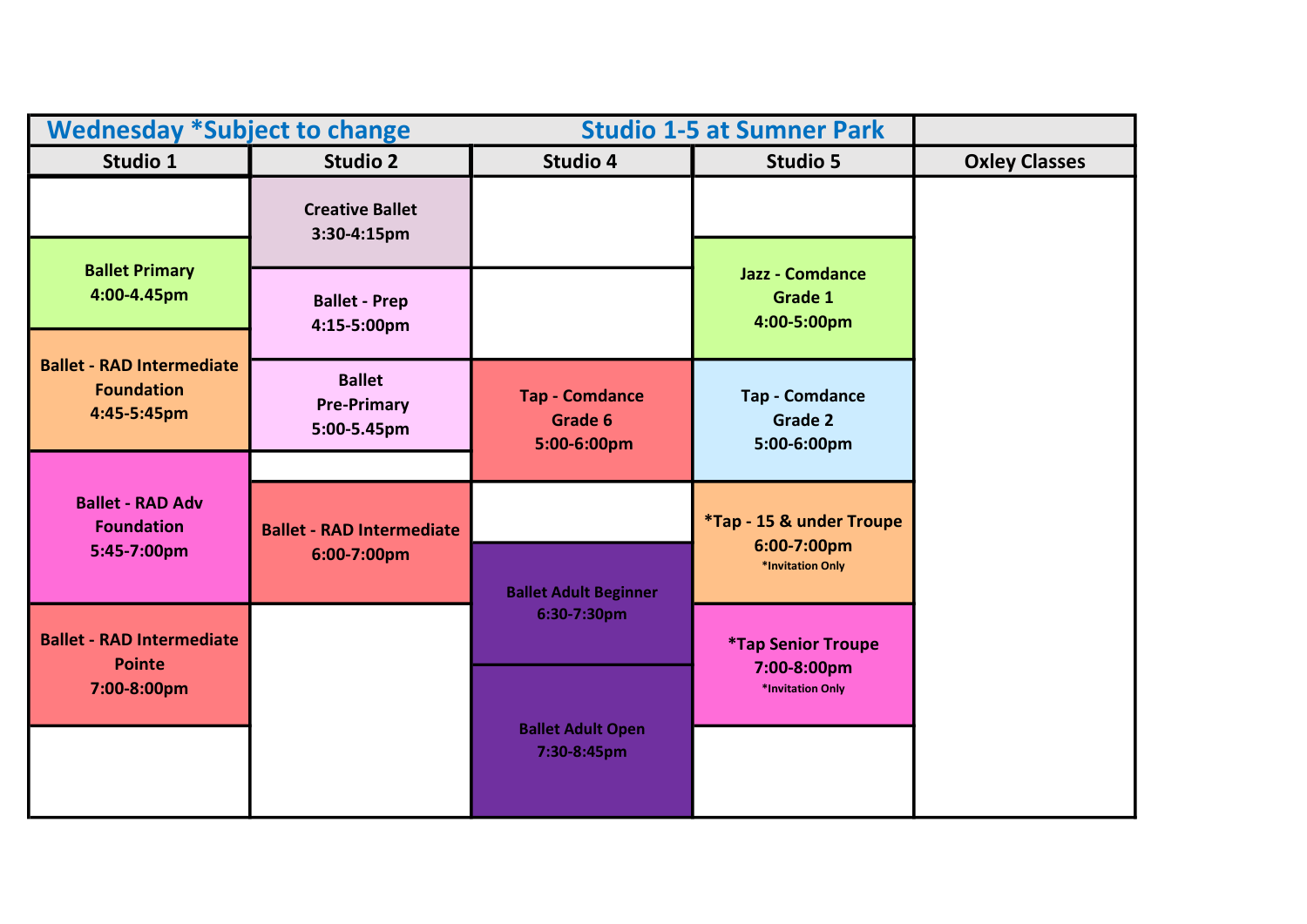## Wednesday *Subject to change — Studio 1-5 at Sumner Park

| Studio 1 | Studio 2 | Studio 4 | Studio 5 | Oxley Classes |
|---|---|---|---|---|
| | Creative Ballet 3:30-4:15pm | | | |
| Ballet Primary 4:00-4.45pm | Ballet - Prep 4:15-5:00pm | | Jazz - Comdance Grade 1 4:00-5:00pm | |
| Ballet - RAD Intermediate Foundation 4:45-5:45pm | Ballet Pre-Primary 5:00-5.45pm | Tap - Comdance Grade 6 5:00-6:00pm | Tap - Comdance Grade 2 5:00-6:00pm | |
| Ballet - RAD Adv Foundation 5:45-7:00pm | Ballet - RAD Intermediate 6:00-7:00pm | Ballet Adult Beginner 6:30-7:30pm | *Tap - 15 & under Troupe 6:00-7:00pm *Invitation Only | |
| Ballet - RAD Intermediate Pointe 7:00-8:00pm | | Ballet Adult Open 7:30-8:45pm | *Tap Senior Troupe 7:00-8:00pm *Invitation Only | |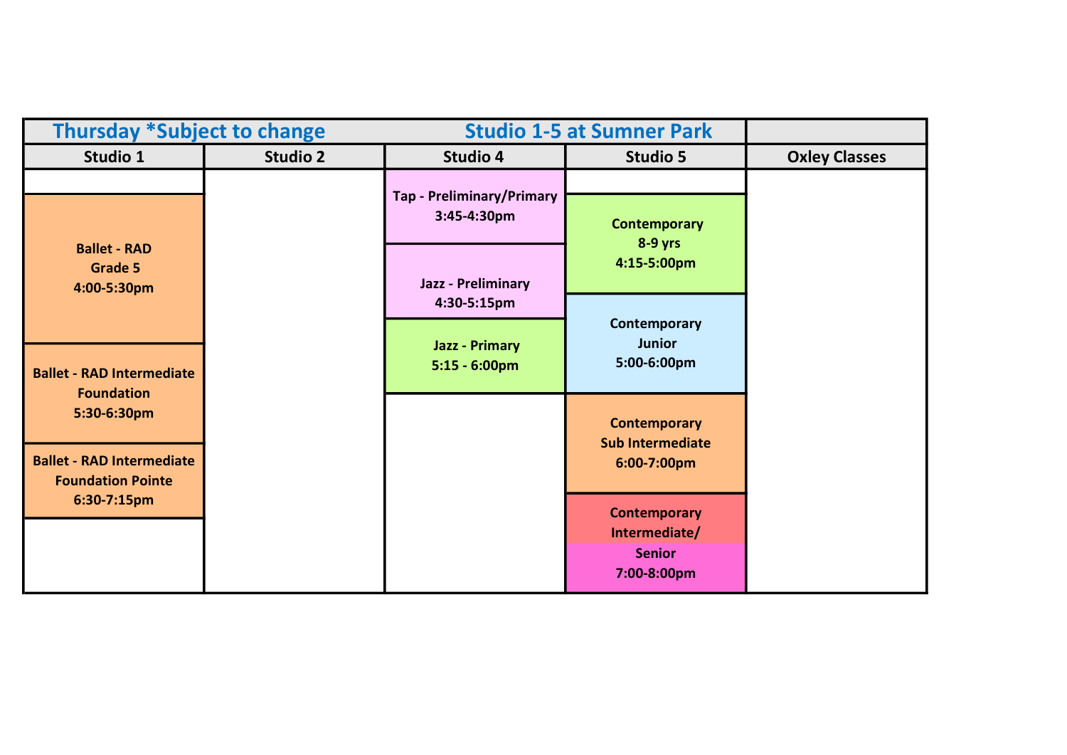| Thursday *Subject to change | | Studio 1-5 at Sumner Park | | |
|---|---|---|---|---|
| **Studio 1** | **Studio 2** | **Studio 4** | **Studio 5** | **Oxley Classes** |
| | | Tap - Preliminary/Primary 3:45-4:30pm | | |
| Ballet - RAD Grade 5 4:00-5:30pm | | Jazz - Preliminary 4:30-5:15pm | Contemporary 8-9 yrs 4:15-5:00pm | |
| Ballet - RAD Intermediate Foundation 5:30-6:30pm | | Jazz - Primary 5:15 - 6:00pm | Contemporary Junior 5:00-6:00pm | |
| Ballet - RAD Intermediate Foundation Pointe 6:30-7:15pm | | | Contemporary Sub Intermediate 6:00-7:00pm | |
| | | | Contemporary Intermediate/ Senior 7:00-8:00pm | |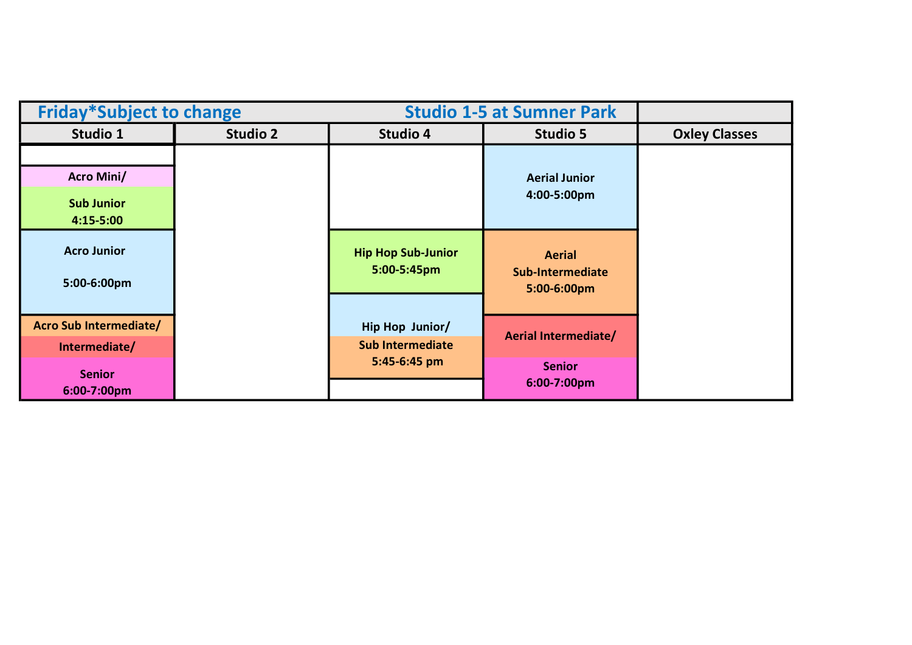| Friday*Subject to change | | Studio 1-5 at Sumner Park | | |
|---|---|---|---|---|
| **Studio 1** | **Studio 2** | **Studio 4** | **Studio 5** | **Oxley Classes** |
| Acro Mini/ Sub Junior 4:15-5:00 | | | Aerial Junior 4:00-5:00pm | |
| Acro Junior 5:00-6:00pm | | Hip Hop Sub-Junior 5:00-5:45pm | Aerial Sub-Intermediate 5:00-6:00pm | |
| Acro Sub Intermediate/ Intermediate/ Senior 6:00-7:00pm | | Hip Hop Junior/ Sub Intermediate 5:45-6:45 pm | Aerial Intermediate/ Senior 6:00-7:00pm | |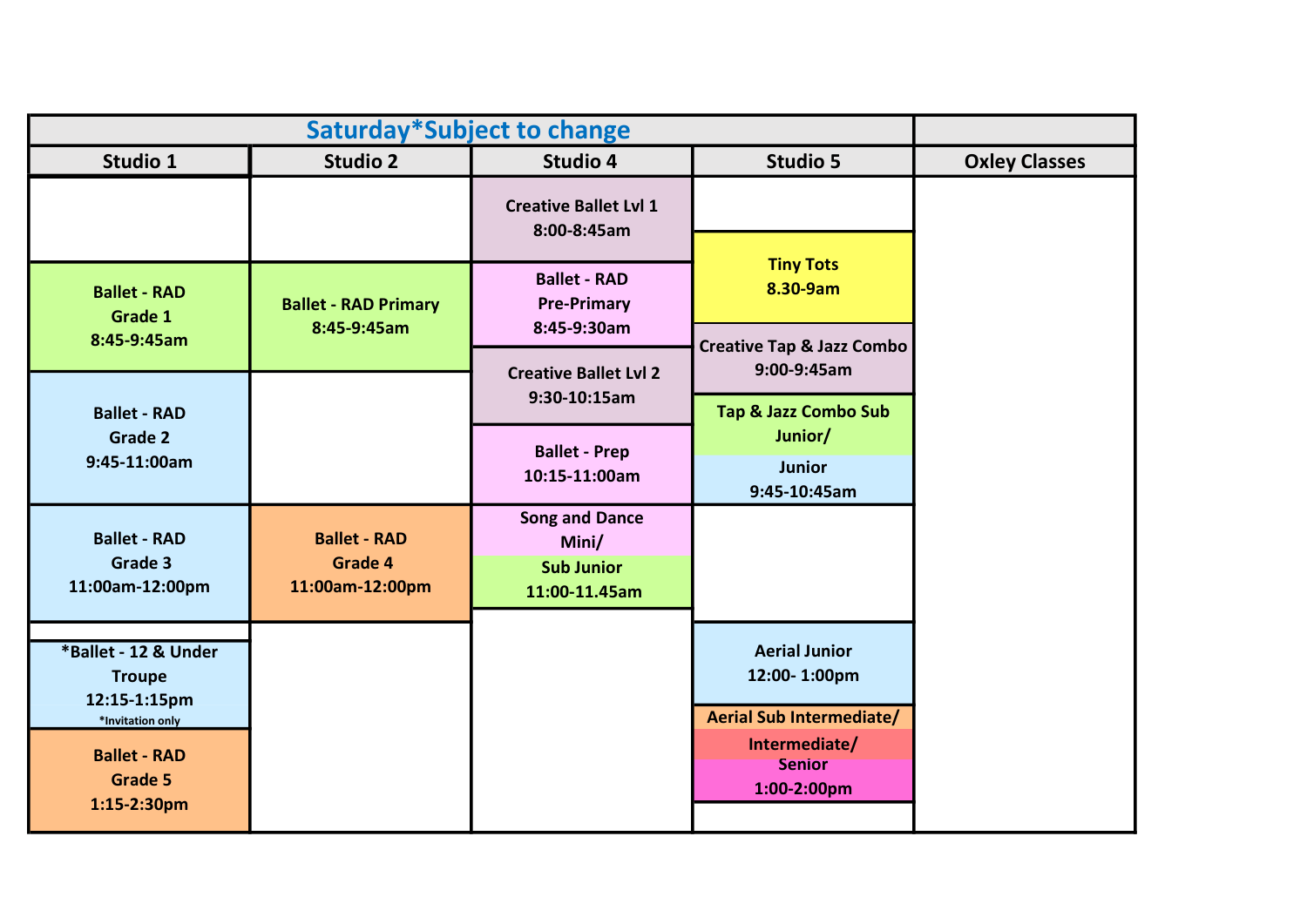## Saturday*Subject to change

| Studio 1 | Studio 2 | Studio 4 | Studio 5 | Oxley Classes |
|---|---|---|---|---|
| | | Creative Ballet Lvl 1 8:00-8:45am | Tiny Tots 8.30-9am | |
| Ballet - RAD Grade 1 8:45-9:45am | Ballet - RAD Primary 8:45-9:45am | Ballet - RAD Pre-Primary 8:45-9:30am | Creative Tap & Jazz Combo 9:00-9:45am | |
| Ballet - RAD Grade 2 9:45-11:00am | | Creative Ballet Lvl 2 9:30-10:15am | Tap & Jazz Combo Sub Junior/ Junior 9:45-10:45am | |
| | | Ballet - Prep 10:15-11:00am | | |
| Ballet - RAD Grade 3 11:00am-12:00pm | Ballet - RAD Grade 4 11:00am-12:00pm | Song and Dance Mini/ Sub Junior 11:00-11.45am | | |
| *Ballet - 12 & Under Troupe 12:15-1:15pm *Invitation only | | | Aerial Junior 12:00- 1:00pm | |
| Ballet - RAD Grade 5 1:15-2:30pm | | | Aerial Sub Intermediate/ Intermediate/ Senior 1:00-2:00pm | |